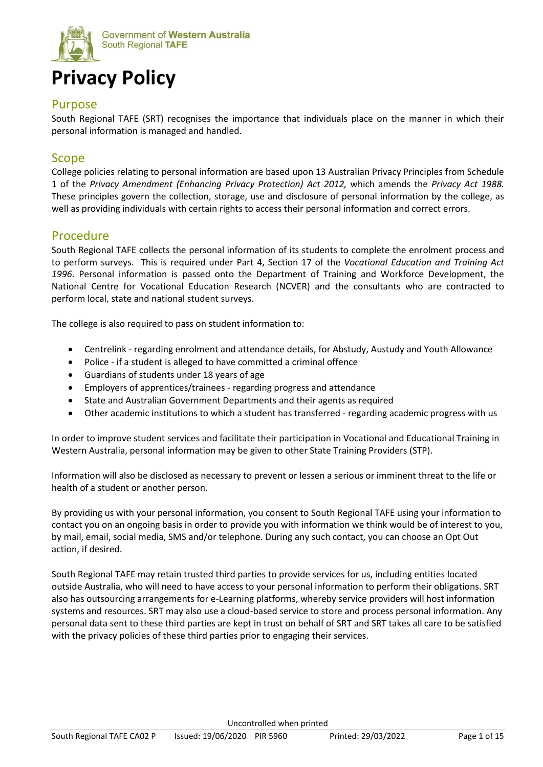Government of **Western Australia**
South Regional **TAFE**

# Privacy Policy

## Purpose

South Regional TAFE (SRT) recognises the importance that individuals place on the manner in which their personal information is managed and handled.

## Scope

College policies relating to personal information are based upon 13 Australian Privacy Principles from Schedule 1 of the *Privacy Amendment (Enhancing Privacy Protection) Act 2012,* which amends the *Privacy Act 1988.* These principles govern the collection, storage, use and disclosure of personal information by the college, as well as providing individuals with certain rights to access their personal information and correct errors.

## Procedure

South Regional TAFE collects the personal information of its students to complete the enrolment process and to perform surveys. This is required under Part 4, Section 17 of the *Vocational Education and Training Act 1996*. Personal information is passed onto the Department of Training and Workforce Development, the National Centre for Vocational Education Research (NCVER) and the consultants who are contracted to perform local, state and national student surveys.

The college is also required to pass on student information to:

- Centrelink - regarding enrolment and attendance details, for Abstudy, Austudy and Youth Allowance
- Police - if a student is alleged to have committed a criminal offence
- Guardians of students under 18 years of age
- Employers of apprentices/trainees - regarding progress and attendance
- State and Australian Government Departments and their agents as required
- Other academic institutions to which a student has transferred - regarding academic progress with us

In order to improve student services and facilitate their participation in Vocational and Educational Training in Western Australia, personal information may be given to other State Training Providers (STP).

Information will also be disclosed as necessary to prevent or lessen a serious or imminent threat to the life or health of a student or another person.

By providing us with your personal information, you consent to South Regional TAFE using your information to contact you on an ongoing basis in order to provide you with information we think would be of interest to you, by mail, email, social media, SMS and/or telephone. During any such contact, you can choose an Opt Out action, if desired.

South Regional TAFE may retain trusted third parties to provide services for us, including entities located outside Australia, who will need to have access to your personal information to perform their obligations. SRT also has outsourcing arrangements for e-Learning platforms, whereby service providers will host information systems and resources. SRT may also use a cloud-based service to store and process personal information. Any personal data sent to these third parties are kept in trust on behalf of SRT and SRT takes all care to be satisfied with the privacy policies of these third parties prior to engaging their services.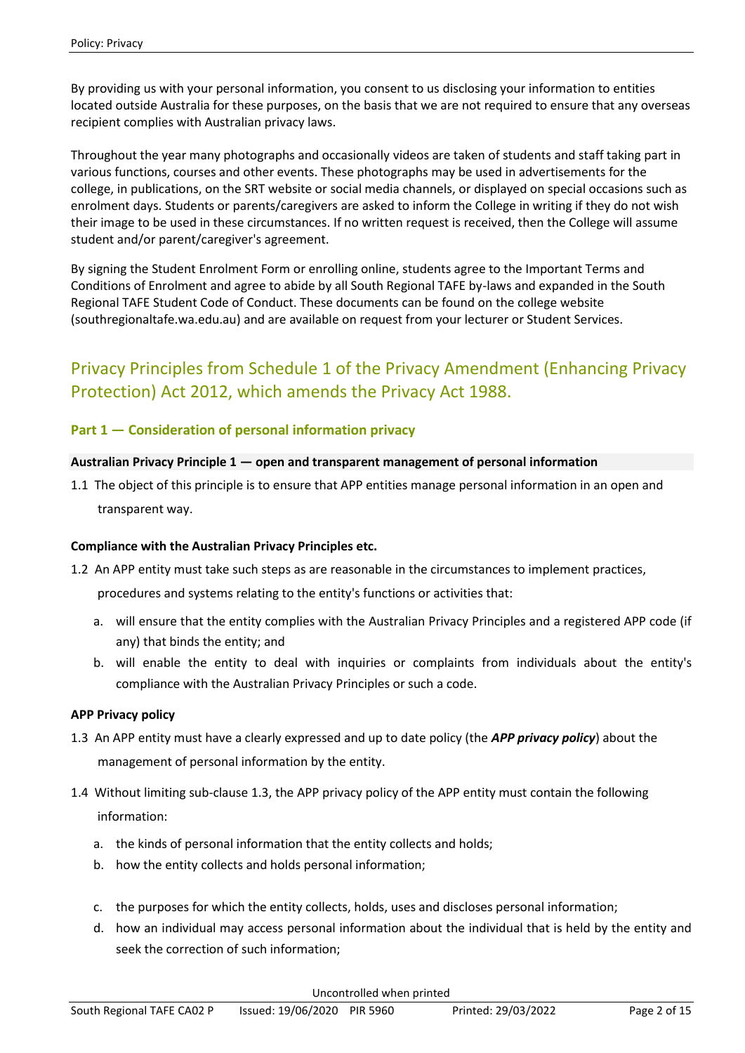By providing us with your personal information, you consent to us disclosing your information to entities located outside Australia for these purposes, on the basis that we are not required to ensure that any overseas recipient complies with Australian privacy laws.

Throughout the year many photographs and occasionally videos are taken of students and staff taking part in various functions, courses and other events. These photographs may be used in advertisements for the college, in publications, on the SRT website or social media channels, or displayed on special occasions such as enrolment days. Students or parents/caregivers are asked to inform the College in writing if they do not wish their image to be used in these circumstances. If no written request is received, then the College will assume student and/or parent/caregiver's agreement.

By signing the Student Enrolment Form or enrolling online, students agree to the Important Terms and Conditions of Enrolment and agree to abide by all South Regional TAFE by-laws and expanded in the South Regional TAFE Student Code of Conduct. These documents can be found on the college website (southregionaltafe.wa.edu.au) and are available on request from your lecturer or Student Services.

## Privacy Principles from Schedule 1 of the Privacy Amendment (Enhancing Privacy Protection) Act 2012, which amends the Privacy Act 1988.

### Part 1 — Consideration of personal information privacy

#### Australian Privacy Principle 1 — open and transparent management of personal information

1.1 The object of this principle is to ensure that APP entities manage personal information in an open and transparent way.

#### Compliance with the Australian Privacy Principles etc.

1.2 An APP entity must take such steps as are reasonable in the circumstances to implement practices, procedures and systems relating to the entity's functions or activities that:

a. will ensure that the entity complies with the Australian Privacy Principles and a registered APP code (if any) that binds the entity; and
b. will enable the entity to deal with inquiries or complaints from individuals about the entity's compliance with the Australian Privacy Principles or such a code.

#### APP Privacy policy

1.3 An APP entity must have a clearly expressed and up to date policy (the ***APP privacy policy***) about the management of personal information by the entity.

1.4 Without limiting sub-clause 1.3, the APP privacy policy of the APP entity must contain the following information:

a. the kinds of personal information that the entity collects and holds;
b. how the entity collects and holds personal information;
c. the purposes for which the entity collects, holds, uses and discloses personal information;
d. how an individual may access personal information about the individual that is held by the entity and seek the correction of such information;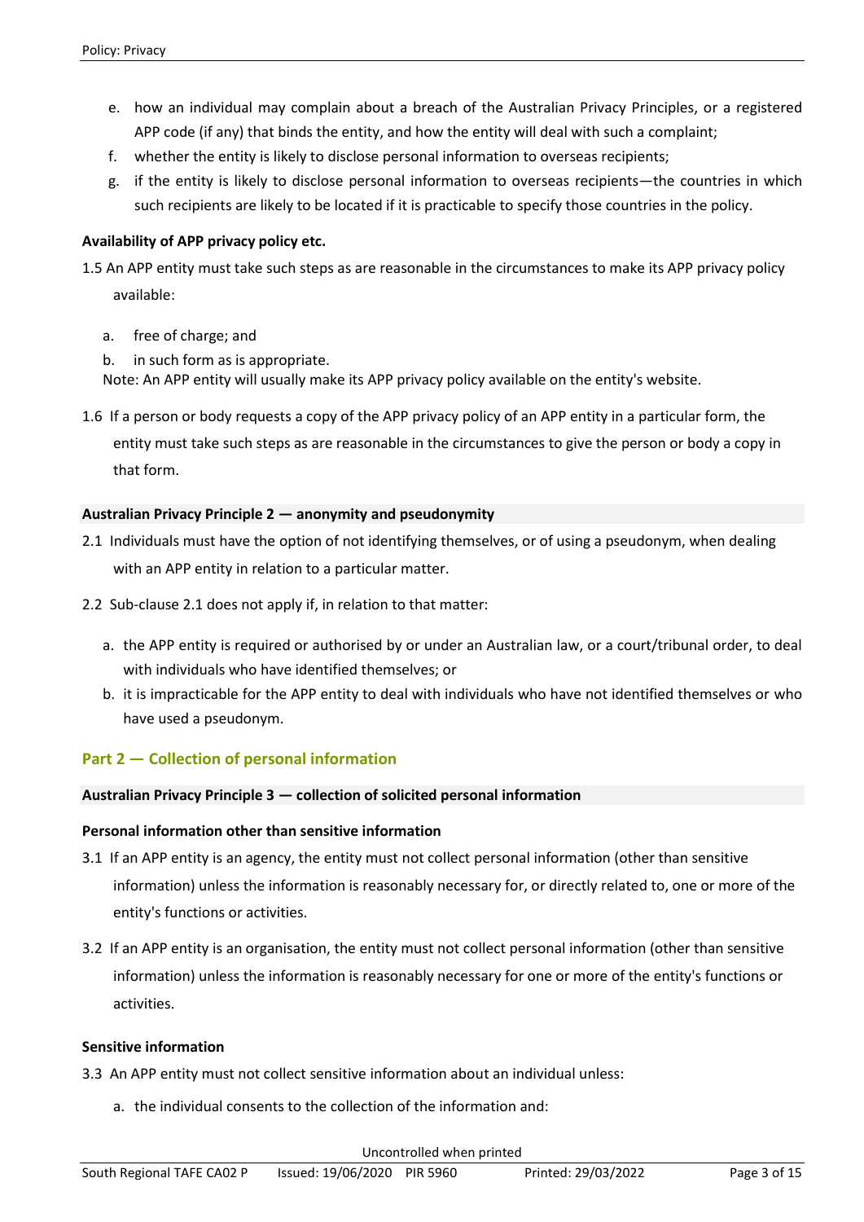e. how an individual may complain about a breach of the Australian Privacy Principles, or a registered APP code (if any) that binds the entity, and how the entity will deal with such a complaint;
f. whether the entity is likely to disclose personal information to overseas recipients;
g. if the entity is likely to disclose personal information to overseas recipients—the countries in which such recipients are likely to be located if it is practicable to specify those countries in the policy.

**Availability of APP privacy policy etc.**

1.5 An APP entity must take such steps as are reasonable in the circumstances to make its APP privacy policy available:

a. free of charge; and
b. in such form as is appropriate.

Note: An APP entity will usually make its APP privacy policy available on the entity's website.

1.6 If a person or body requests a copy of the APP privacy policy of an APP entity in a particular form, the entity must take such steps as are reasonable in the circumstances to give the person or body a copy in that form.

### Australian Privacy Principle 2 — anonymity and pseudonymity

2.1 Individuals must have the option of not identifying themselves, or of using a pseudonym, when dealing with an APP entity in relation to a particular matter.

2.2 Sub-clause 2.1 does not apply if, in relation to that matter:

a. the APP entity is required or authorised by or under an Australian law, or a court/tribunal order, to deal with individuals who have identified themselves; or
b. it is impracticable for the APP entity to deal with individuals who have not identified themselves or who have used a pseudonym.

## Part 2 — Collection of personal information

### Australian Privacy Principle 3 — collection of solicited personal information

**Personal information other than sensitive information**

3.1 If an APP entity is an agency, the entity must not collect personal information (other than sensitive information) unless the information is reasonably necessary for, or directly related to, one or more of the entity's functions or activities.

3.2 If an APP entity is an organisation, the entity must not collect personal information (other than sensitive information) unless the information is reasonably necessary for one or more of the entity's functions or activities.

**Sensitive information**

3.3 An APP entity must not collect sensitive information about an individual unless:

a. the individual consents to the collection of the information and: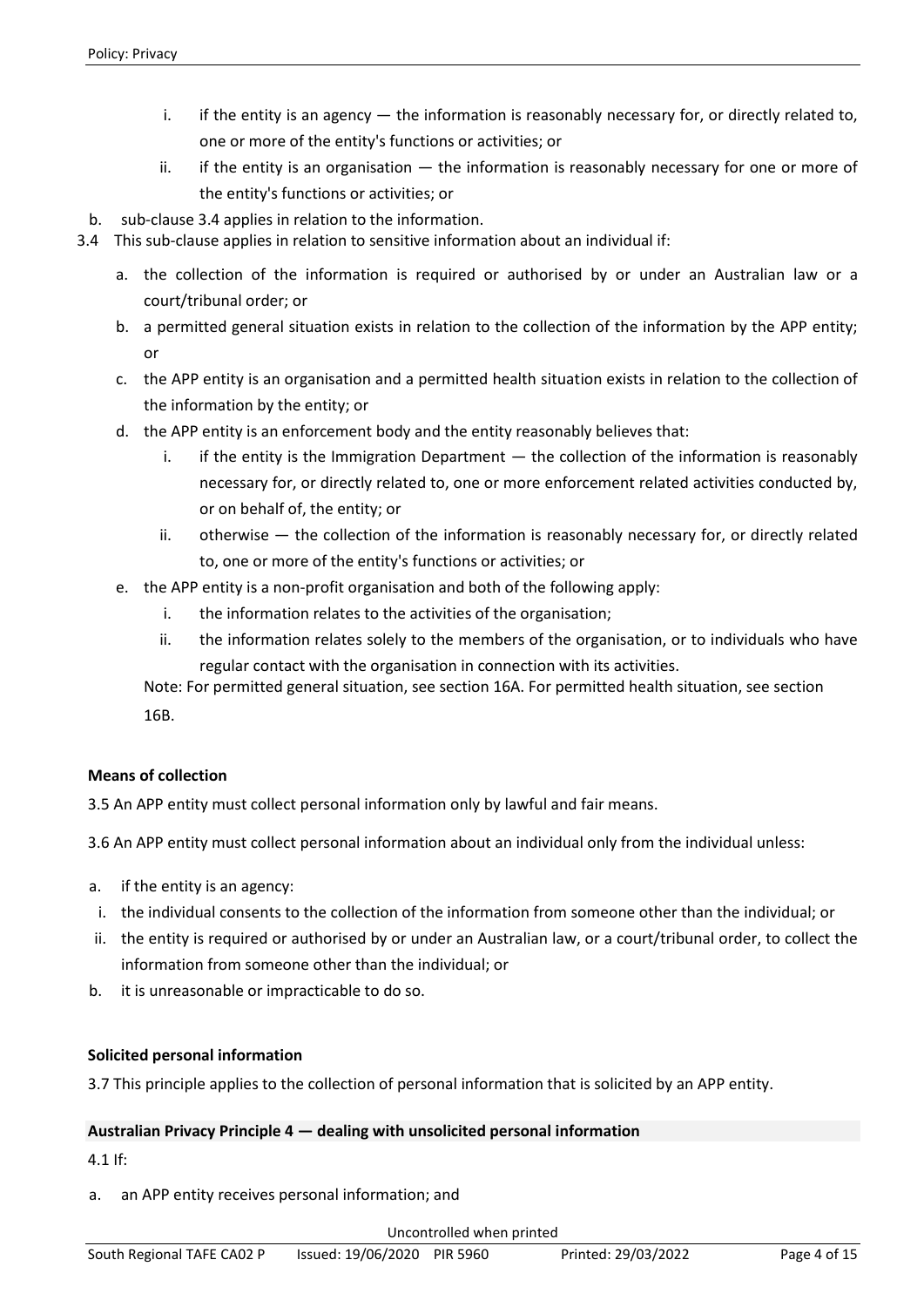i. if the entity is an agency — the information is reasonably necessary for, or directly related to, one or more of the entity's functions or activities; or
   ii. if the entity is an organisation — the information is reasonably necessary for one or more of the entity's functions or activities; or

b. sub-clause 3.4 applies in relation to the information.

3.4 This sub-clause applies in relation to sensitive information about an individual if:

a. the collection of the information is required or authorised by or under an Australian law or a court/tribunal order; or
b. a permitted general situation exists in relation to the collection of the information by the APP entity; or
c. the APP entity is an organisation and a permitted health situation exists in relation to the collection of the information by the entity; or
d. the APP entity is an enforcement body and the entity reasonably believes that:
   i. if the entity is the Immigration Department — the collection of the information is reasonably necessary for, or directly related to, one or more enforcement related activities conducted by, or on behalf of, the entity; or
   ii. otherwise — the collection of the information is reasonably necessary for, or directly related to, one or more of the entity's functions or activities; or
e. the APP entity is a non-profit organisation and both of the following apply:
   i. the information relates to the activities of the organisation;
   ii. the information relates solely to the members of the organisation, or to individuals who have regular contact with the organisation in connection with its activities.

Note: For permitted general situation, see section 16A. For permitted health situation, see section 16B.

**Means of collection**

3.5 An APP entity must collect personal information only by lawful and fair means.

3.6 An APP entity must collect personal information about an individual only from the individual unless:

a. if the entity is an agency:
   i. the individual consents to the collection of the information from someone other than the individual; or
   ii. the entity is required or authorised by or under an Australian law, or a court/tribunal order, to collect the information from someone other than the individual; or
b. it is unreasonable or impracticable to do so.

**Solicited personal information**

3.7 This principle applies to the collection of personal information that is solicited by an APP entity.

**Australian Privacy Principle 4 — dealing with unsolicited personal information**

4.1 If:

a. an APP entity receives personal information; and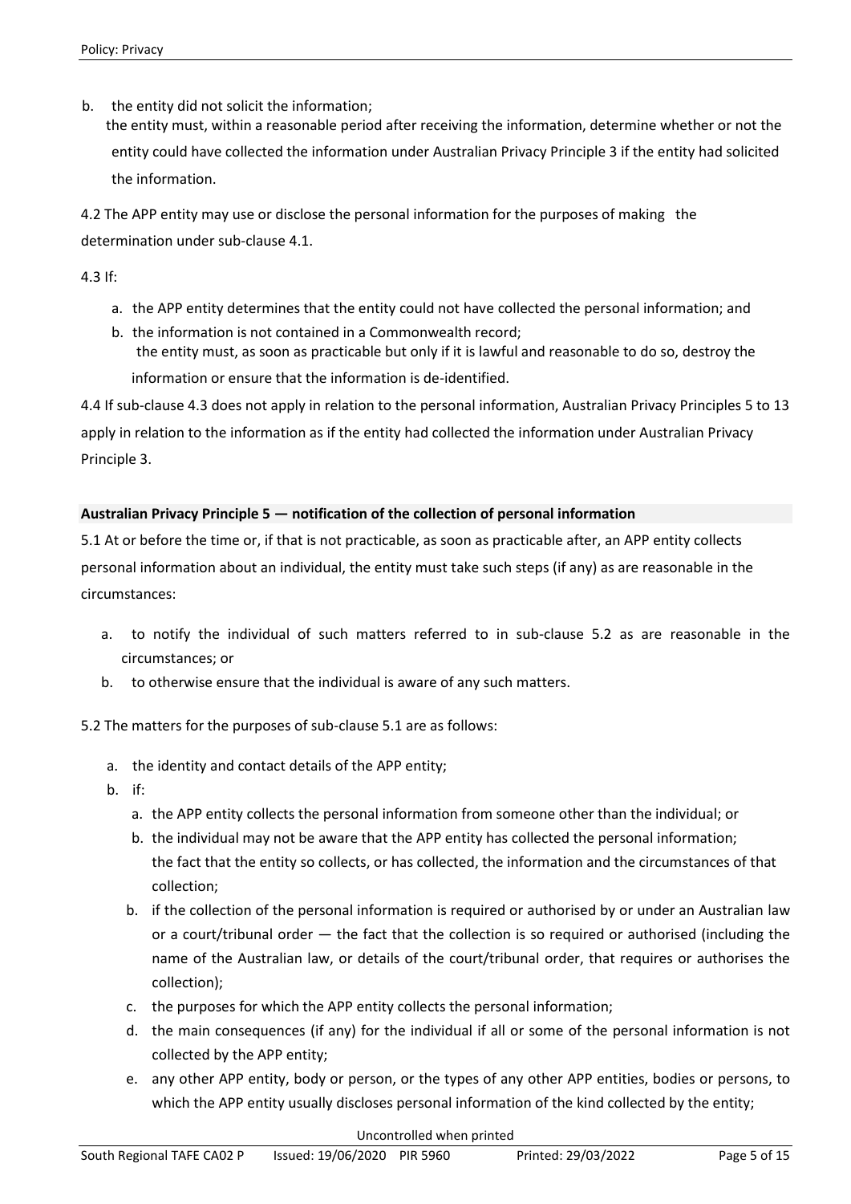b. the entity did not solicit the information;

the entity must, within a reasonable period after receiving the information, determine whether or not the entity could have collected the information under Australian Privacy Principle 3 if the entity had solicited the information.

4.2 The APP entity may use or disclose the personal information for the purposes of making the determination under sub-clause 4.1.

4.3 If:

a. the APP entity determines that the entity could not have collected the personal information; and
b. the information is not contained in a Commonwealth record;

the entity must, as soon as practicable but only if it is lawful and reasonable to do so, destroy the information or ensure that the information is de-identified.

4.4 If sub-clause 4.3 does not apply in relation to the personal information, Australian Privacy Principles 5 to 13 apply in relation to the information as if the entity had collected the information under Australian Privacy Principle 3.

**Australian Privacy Principle 5 — notification of the collection of personal information**

5.1 At or before the time or, if that is not practicable, as soon as practicable after, an APP entity collects personal information about an individual, the entity must take such steps (if any) as are reasonable in the circumstances:

a. to notify the individual of such matters referred to in sub-clause 5.2 as are reasonable in the circumstances; or
b. to otherwise ensure that the individual is aware of any such matters.

5.2 The matters for the purposes of sub-clause 5.1 are as follows:

a. the identity and contact details of the APP entity;
b. if:
    a. the APP entity collects the personal information from someone other than the individual; or
    b. the individual may not be aware that the APP entity has collected the personal information;

    the fact that the entity so collects, or has collected, the information and the circumstances of that collection;
    b. if the collection of the personal information is required or authorised by or under an Australian law or a court/tribunal order — the fact that the collection is so required or authorised (including the name of the Australian law, or details of the court/tribunal order, that requires or authorises the collection);
    c. the purposes for which the APP entity collects the personal information;
    d. the main consequences (if any) for the individual if all or some of the personal information is not collected by the APP entity;
    e. any other APP entity, body or person, or the types of any other APP entities, bodies or persons, to which the APP entity usually discloses personal information of the kind collected by the entity;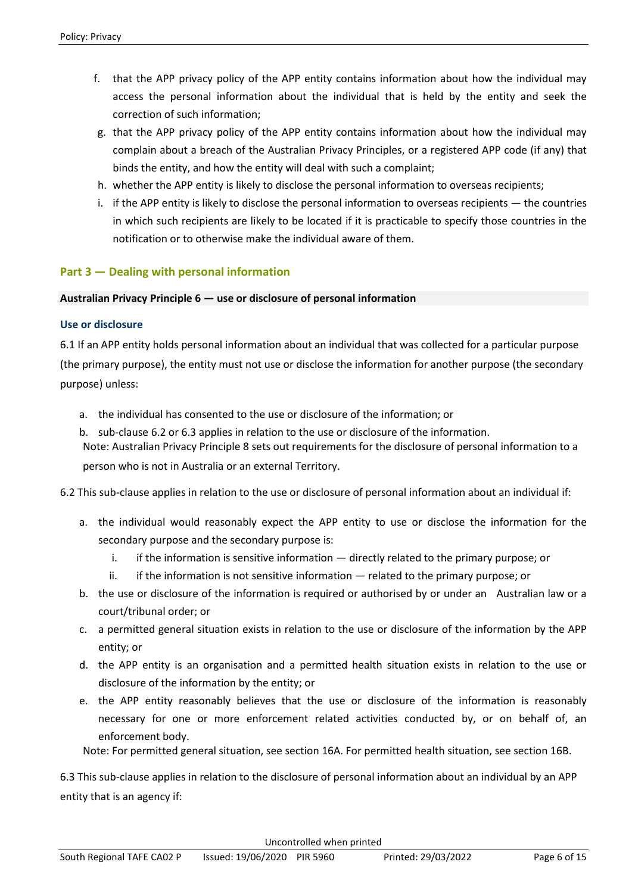f. that the APP privacy policy of the APP entity contains information about how the individual may access the personal information about the individual that is held by the entity and seek the correction of such information;

g. that the APP privacy policy of the APP entity contains information about how the individual may complain about a breach of the Australian Privacy Principles, or a registered APP code (if any) that binds the entity, and how the entity will deal with such a complaint;

h. whether the APP entity is likely to disclose the personal information to overseas recipients;

i. if the APP entity is likely to disclose the personal information to overseas recipients — the countries in which such recipients are likely to be located if it is practicable to specify those countries in the notification or to otherwise make the individual aware of them.

## Part 3 — Dealing with personal information

**Australian Privacy Principle 6 — use or disclosure of personal information**

### Use or disclosure

6.1 If an APP entity holds personal information about an individual that was collected for a particular purpose (the primary purpose), the entity must not use or disclose the information for another purpose (the secondary purpose) unless:

a. the individual has consented to the use or disclosure of the information; or

b. sub-clause 6.2 or 6.3 applies in relation to the use or disclosure of the information.

Note: Australian Privacy Principle 8 sets out requirements for the disclosure of personal information to a person who is not in Australia or an external Territory.

6.2 This sub-clause applies in relation to the use or disclosure of personal information about an individual if:

a. the individual would reasonably expect the APP entity to use or disclose the information for the secondary purpose and the secondary purpose is:
   i. if the information is sensitive information — directly related to the primary purpose; or
   ii. if the information is not sensitive information — related to the primary purpose; or

b. the use or disclosure of the information is required or authorised by or under an Australian law or a court/tribunal order; or

c. a permitted general situation exists in relation to the use or disclosure of the information by the APP entity; or

d. the APP entity is an organisation and a permitted health situation exists in relation to the use or disclosure of the information by the entity; or

e. the APP entity reasonably believes that the use or disclosure of the information is reasonably necessary for one or more enforcement related activities conducted by, or on behalf of, an enforcement body.

Note: For permitted general situation, see section 16A. For permitted health situation, see section 16B.

6.3 This sub-clause applies in relation to the disclosure of personal information about an individual by an APP entity that is an agency if: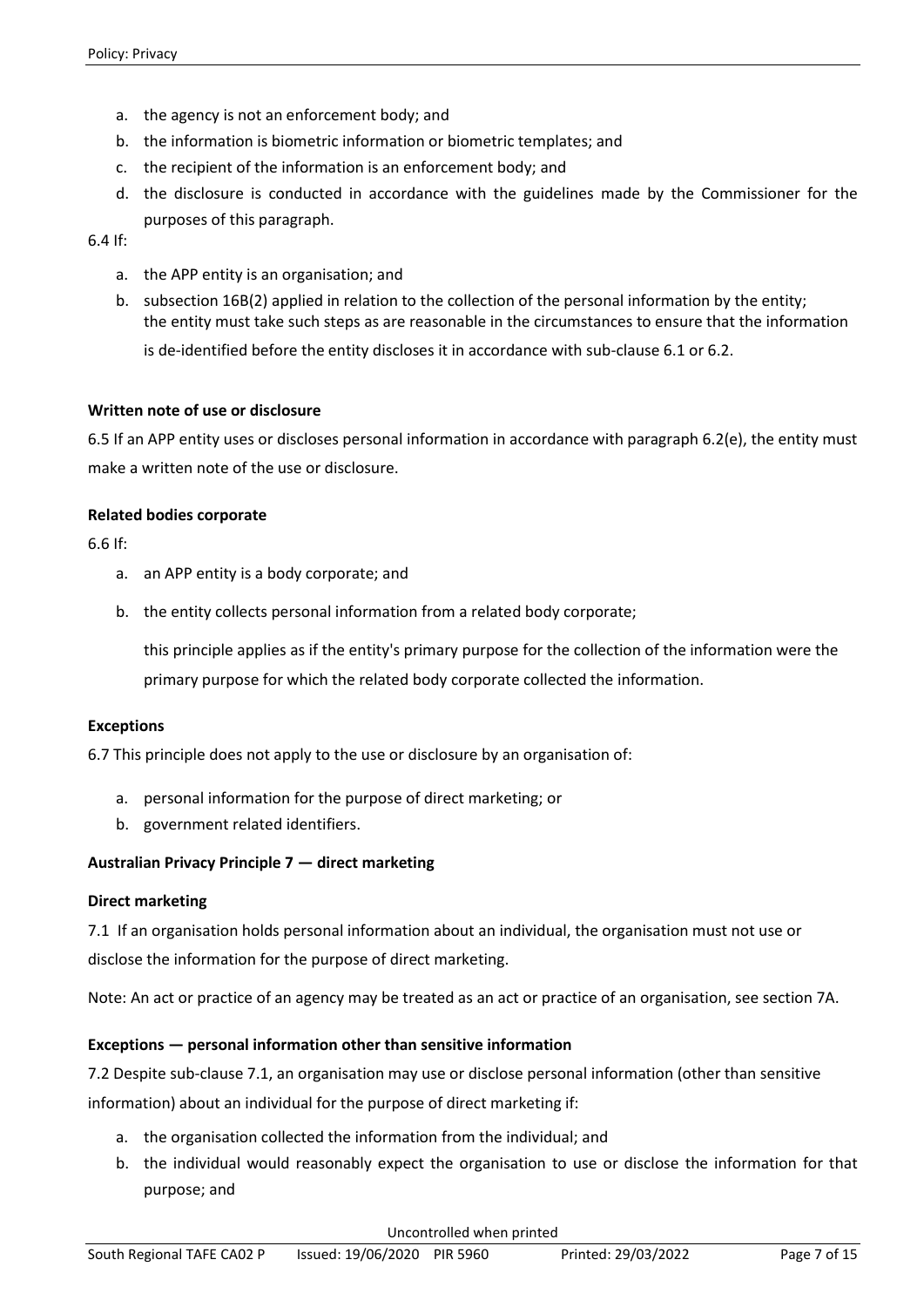a. the agency is not an enforcement body; and
b. the information is biometric information or biometric templates; and
c. the recipient of the information is an enforcement body; and
d. the disclosure is conducted in accordance with the guidelines made by the Commissioner for the purposes of this paragraph.

6.4 If:

a. the APP entity is an organisation; and
b. subsection 16B(2) applied in relation to the collection of the personal information by the entity; the entity must take such steps as are reasonable in the circumstances to ensure that the information is de-identified before the entity discloses it in accordance with sub-clause 6.1 or 6.2.

**Written note of use or disclosure**

6.5 If an APP entity uses or discloses personal information in accordance with paragraph 6.2(e), the entity must make a written note of the use or disclosure.

**Related bodies corporate**

6.6 If:

a. an APP entity is a body corporate; and
b. the entity collects personal information from a related body corporate;

   this principle applies as if the entity's primary purpose for the collection of the information were the primary purpose for which the related body corporate collected the information.

**Exceptions**

6.7 This principle does not apply to the use or disclosure by an organisation of:

a. personal information for the purpose of direct marketing; or
b. government related identifiers.

**Australian Privacy Principle 7 — direct marketing**

**Direct marketing**

7.1 If an organisation holds personal information about an individual, the organisation must not use or disclose the information for the purpose of direct marketing.

Note: An act or practice of an agency may be treated as an act or practice of an organisation, see section 7A.

**Exceptions — personal information other than sensitive information**

7.2 Despite sub-clause 7.1, an organisation may use or disclose personal information (other than sensitive information) about an individual for the purpose of direct marketing if:

a. the organisation collected the information from the individual; and
b. the individual would reasonably expect the organisation to use or disclose the information for that purpose; and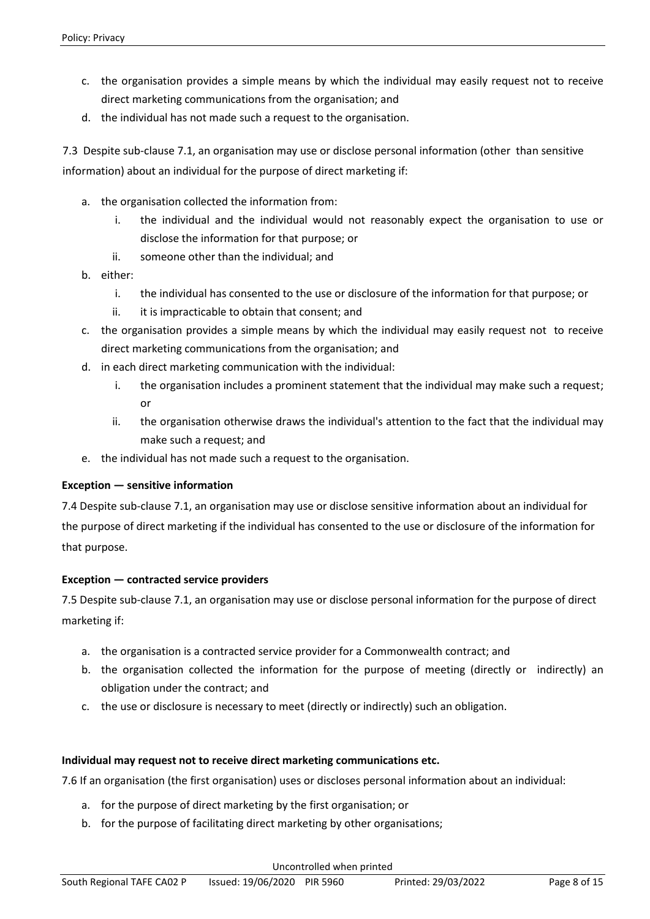c. the organisation provides a simple means by which the individual may easily request not to receive direct marketing communications from the organisation; and
d. the individual has not made such a request to the organisation.

7.3 Despite sub-clause 7.1, an organisation may use or disclose personal information (other than sensitive information) about an individual for the purpose of direct marketing if:

a. the organisation collected the information from:
   i. the individual and the individual would not reasonably expect the organisation to use or disclose the information for that purpose; or
   ii. someone other than the individual; and
b. either:
   i. the individual has consented to the use or disclosure of the information for that purpose; or
   ii. it is impracticable to obtain that consent; and
c. the organisation provides a simple means by which the individual may easily request not to receive direct marketing communications from the organisation; and
d. in each direct marketing communication with the individual:
   i. the organisation includes a prominent statement that the individual may make such a request; or
   ii. the organisation otherwise draws the individual's attention to the fact that the individual may make such a request; and
e. the individual has not made such a request to the organisation.

**Exception — sensitive information**

7.4 Despite sub-clause 7.1, an organisation may use or disclose sensitive information about an individual for the purpose of direct marketing if the individual has consented to the use or disclosure of the information for that purpose.

**Exception — contracted service providers**

7.5 Despite sub-clause 7.1, an organisation may use or disclose personal information for the purpose of direct marketing if:

a. the organisation is a contracted service provider for a Commonwealth contract; and
b. the organisation collected the information for the purpose of meeting (directly or indirectly) an obligation under the contract; and
c. the use or disclosure is necessary to meet (directly or indirectly) such an obligation.

**Individual may request not to receive direct marketing communications etc.**

7.6 If an organisation (the first organisation) uses or discloses personal information about an individual:

a. for the purpose of direct marketing by the first organisation; or
b. for the purpose of facilitating direct marketing by other organisations;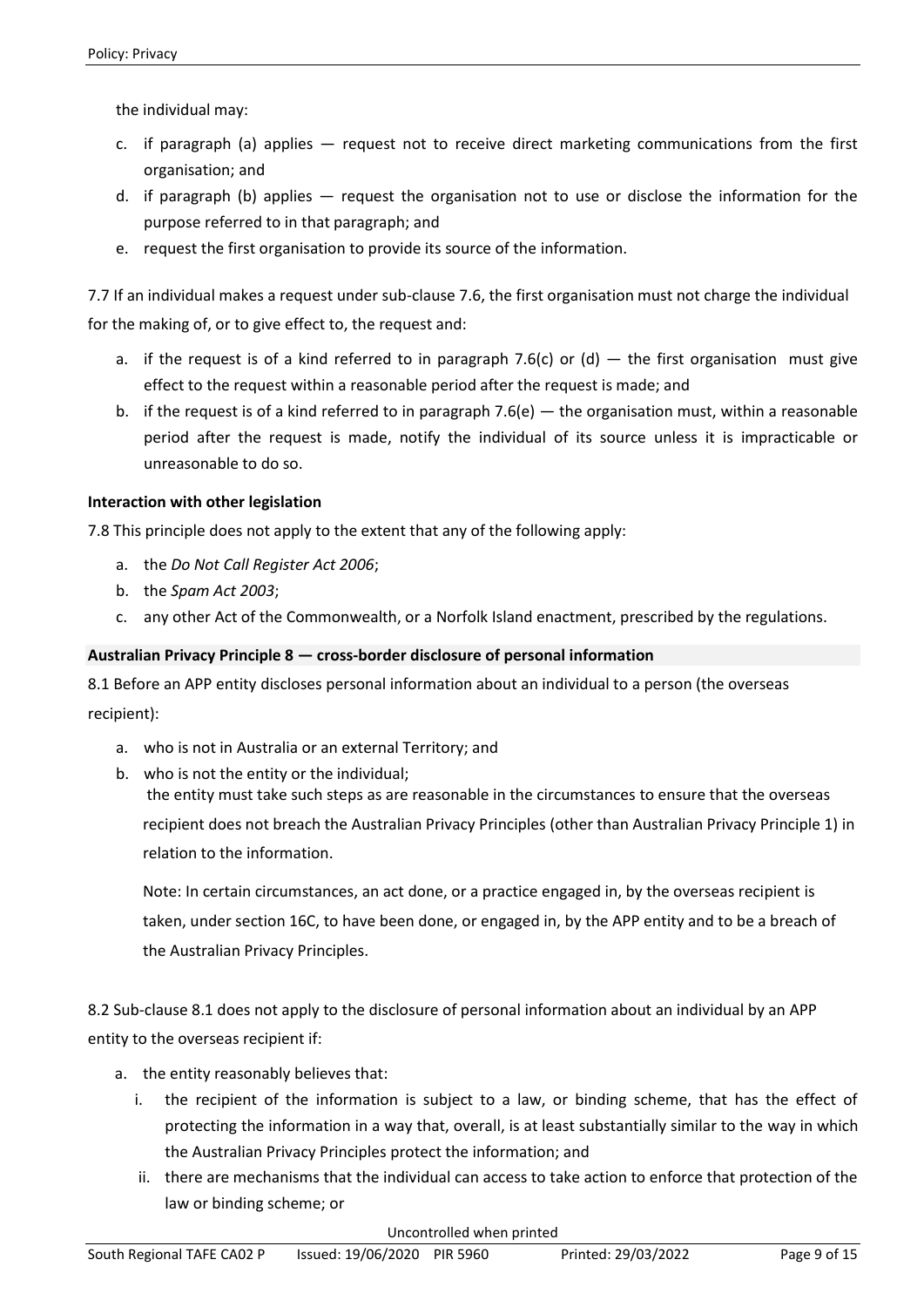the individual may:

c. if paragraph (a) applies — request not to receive direct marketing communications from the first organisation; and
d. if paragraph (b) applies — request the organisation not to use or disclose the information for the purpose referred to in that paragraph; and
e. request the first organisation to provide its source of the information.

7.7 If an individual makes a request under sub-clause 7.6, the first organisation must not charge the individual for the making of, or to give effect to, the request and:

a. if the request is of a kind referred to in paragraph 7.6(c) or (d) — the first organisation must give effect to the request within a reasonable period after the request is made; and
b. if the request is of a kind referred to in paragraph 7.6(e) — the organisation must, within a reasonable period after the request is made, notify the individual of its source unless it is impracticable or unreasonable to do so.

**Interaction with other legislation**

7.8 This principle does not apply to the extent that any of the following apply:

a. the *Do Not Call Register Act 2006*;
b. the *Spam Act 2003*;
c. any other Act of the Commonwealth, or a Norfolk Island enactment, prescribed by the regulations.

**Australian Privacy Principle 8 — cross-border disclosure of personal information**

8.1 Before an APP entity discloses personal information about an individual to a person (the overseas recipient):

a. who is not in Australia or an external Territory; and
b. who is not the entity or the individual;

the entity must take such steps as are reasonable in the circumstances to ensure that the overseas recipient does not breach the Australian Privacy Principles (other than Australian Privacy Principle 1) in relation to the information.

Note: In certain circumstances, an act done, or a practice engaged in, by the overseas recipient is taken, under section 16C, to have been done, or engaged in, by the APP entity and to be a breach of the Australian Privacy Principles.

8.2 Sub-clause 8.1 does not apply to the disclosure of personal information about an individual by an APP entity to the overseas recipient if:

a. the entity reasonably believes that:
    i. the recipient of the information is subject to a law, or binding scheme, that has the effect of protecting the information in a way that, overall, is at least substantially similar to the way in which the Australian Privacy Principles protect the information; and
    ii. there are mechanisms that the individual can access to take action to enforce that protection of the law or binding scheme; or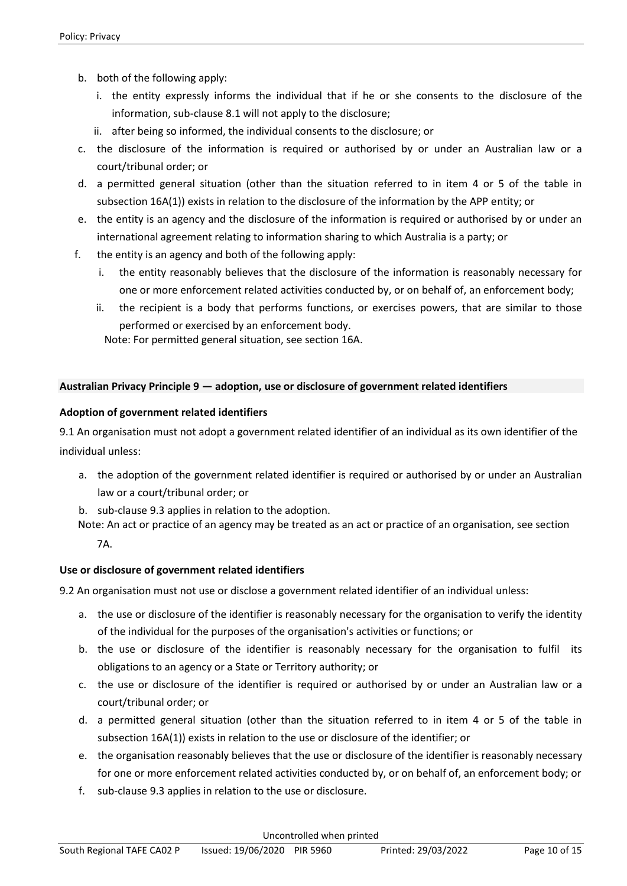b. both of the following apply:
   i. the entity expressly informs the individual that if he or she consents to the disclosure of the information, sub-clause 8.1 will not apply to the disclosure;
   ii. after being so informed, the individual consents to the disclosure; or
c. the disclosure of the information is required or authorised by or under an Australian law or a court/tribunal order; or
d. a permitted general situation (other than the situation referred to in item 4 or 5 of the table in subsection 16A(1)) exists in relation to the disclosure of the information by the APP entity; or
e. the entity is an agency and the disclosure of the information is required or authorised by or under an international agreement relating to information sharing to which Australia is a party; or
f. the entity is an agency and both of the following apply:
   i. the entity reasonably believes that the disclosure of the information is reasonably necessary for one or more enforcement related activities conducted by, or on behalf of, an enforcement body;
   ii. the recipient is a body that performs functions, or exercises powers, that are similar to those performed or exercised by an enforcement body.

   Note: For permitted general situation, see section 16A.

**Australian Privacy Principle 9 — adoption, use or disclosure of government related identifiers**

**Adoption of government related identifiers**

9.1 An organisation must not adopt a government related identifier of an individual as its own identifier of the individual unless:

a. the adoption of the government related identifier is required or authorised by or under an Australian law or a court/tribunal order; or
b. sub-clause 9.3 applies in relation to the adoption.

Note: An act or practice of an agency may be treated as an act or practice of an organisation, see section 7A.

**Use or disclosure of government related identifiers**

9.2 An organisation must not use or disclose a government related identifier of an individual unless:

a. the use or disclosure of the identifier is reasonably necessary for the organisation to verify the identity of the individual for the purposes of the organisation's activities or functions; or
b. the use or disclosure of the identifier is reasonably necessary for the organisation to fulfil its obligations to an agency or a State or Territory authority; or
c. the use or disclosure of the identifier is required or authorised by or under an Australian law or a court/tribunal order; or
d. a permitted general situation (other than the situation referred to in item 4 or 5 of the table in subsection 16A(1)) exists in relation to the use or disclosure of the identifier; or
e. the organisation reasonably believes that the use or disclosure of the identifier is reasonably necessary for one or more enforcement related activities conducted by, or on behalf of, an enforcement body; or
f. sub-clause 9.3 applies in relation to the use or disclosure.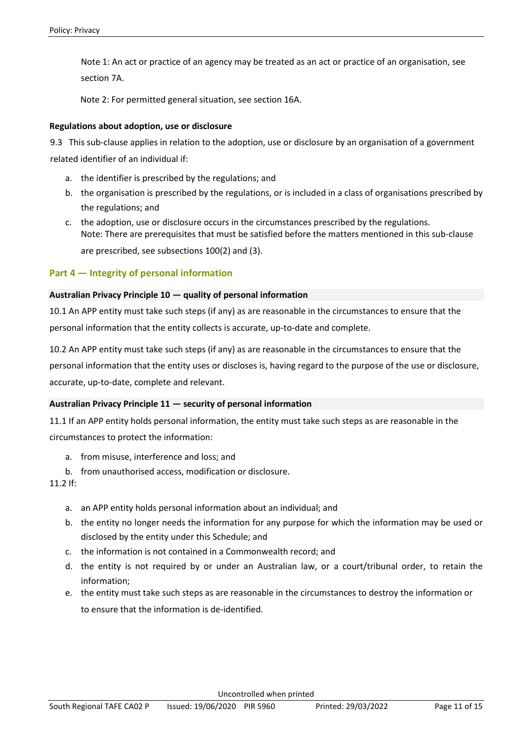Note 1: An act or practice of an agency may be treated as an act or practice of an organisation, see section 7A.

Note 2: For permitted general situation, see section 16A.

**Regulations about adoption, use or disclosure**

9.3 This sub-clause applies in relation to the adoption, use or disclosure by an organisation of a government related identifier of an individual if:

a. the identifier is prescribed by the regulations; and
b. the organisation is prescribed by the regulations, or is included in a class of organisations prescribed by the regulations; and
c. the adoption, use or disclosure occurs in the circumstances prescribed by the regulations.
   Note: There are prerequisites that must be satisfied before the matters mentioned in this sub-clause are prescribed, see subsections 100(2) and (3).

## Part 4 — Integrity of personal information

### Australian Privacy Principle 10 — quality of personal information

10.1 An APP entity must take such steps (if any) as are reasonable in the circumstances to ensure that the personal information that the entity collects is accurate, up-to-date and complete.

10.2 An APP entity must take such steps (if any) as are reasonable in the circumstances to ensure that the personal information that the entity uses or discloses is, having regard to the purpose of the use or disclosure, accurate, up-to-date, complete and relevant.

### Australian Privacy Principle 11 — security of personal information

11.1 If an APP entity holds personal information, the entity must take such steps as are reasonable in the circumstances to protect the information:

a. from misuse, interference and loss; and
b. from unauthorised access, modification or disclosure.

11.2 If:

a. an APP entity holds personal information about an individual; and
b. the entity no longer needs the information for any purpose for which the information may be used or disclosed by the entity under this Schedule; and
c. the information is not contained in a Commonwealth record; and
d. the entity is not required by or under an Australian law, or a court/tribunal order, to retain the information;
e. the entity must take such steps as are reasonable in the circumstances to destroy the information or to ensure that the information is de-identified.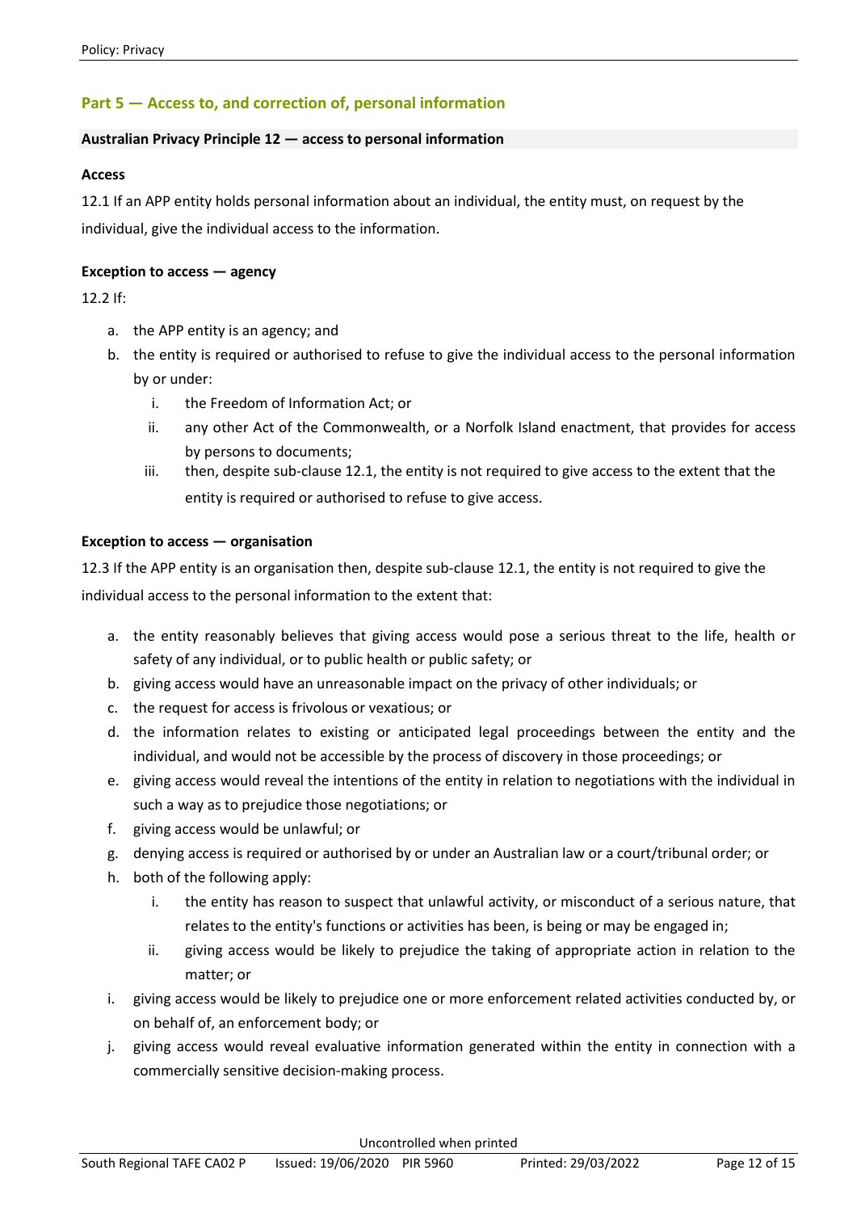## Part 5 — Access to, and correction of, personal information

### Australian Privacy Principle 12 — access to personal information

**Access**

12.1 If an APP entity holds personal information about an individual, the entity must, on request by the individual, give the individual access to the information.

**Exception to access — agency**

12.2 If:

a. the APP entity is an agency; and
b. the entity is required or authorised to refuse to give the individual access to the personal information by or under:
   i. the Freedom of Information Act; or
   ii. any other Act of the Commonwealth, or a Norfolk Island enactment, that provides for access by persons to documents;
   iii. then, despite sub-clause 12.1, the entity is not required to give access to the extent that the entity is required or authorised to refuse to give access.

**Exception to access — organisation**

12.3 If the APP entity is an organisation then, despite sub-clause 12.1, the entity is not required to give the individual access to the personal information to the extent that:

a. the entity reasonably believes that giving access would pose a serious threat to the life, health or safety of any individual, or to public health or public safety; or
b. giving access would have an unreasonable impact on the privacy of other individuals; or
c. the request for access is frivolous or vexatious; or
d. the information relates to existing or anticipated legal proceedings between the entity and the individual, and would not be accessible by the process of discovery in those proceedings; or
e. giving access would reveal the intentions of the entity in relation to negotiations with the individual in such a way as to prejudice those negotiations; or
f. giving access would be unlawful; or
g. denying access is required or authorised by or under an Australian law or a court/tribunal order; or
h. both of the following apply:
   i. the entity has reason to suspect that unlawful activity, or misconduct of a serious nature, that relates to the entity's functions or activities has been, is being or may be engaged in;
   ii. giving access would be likely to prejudice the taking of appropriate action in relation to the matter; or
i. giving access would be likely to prejudice one or more enforcement related activities conducted by, or on behalf of, an enforcement body; or
j. giving access would reveal evaluative information generated within the entity in connection with a commercially sensitive decision-making process.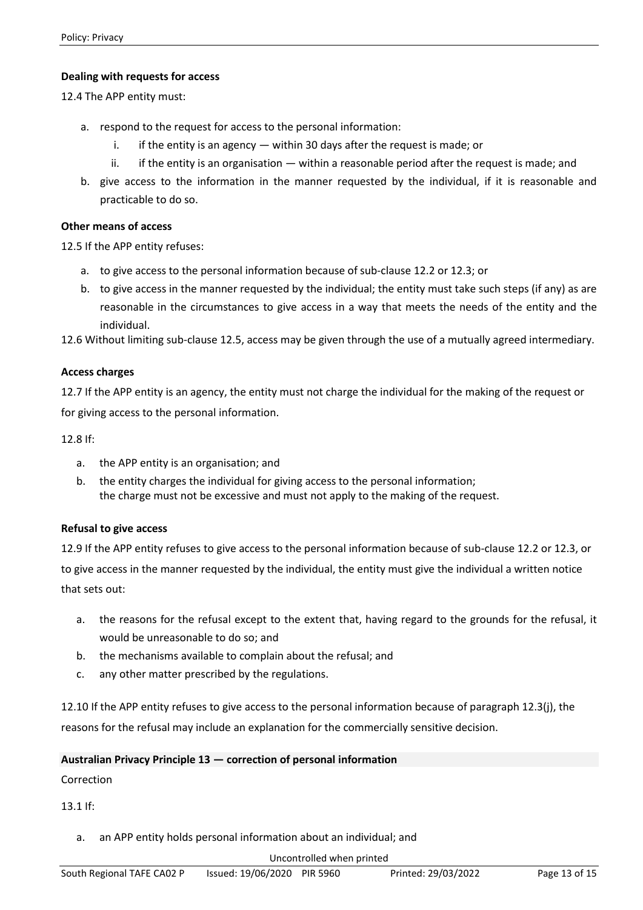**Dealing with requests for access**

12.4 The APP entity must:

a. respond to the request for access to the personal information:
    i. if the entity is an agency — within 30 days after the request is made; or
    ii. if the entity is an organisation — within a reasonable period after the request is made; and
b. give access to the information in the manner requested by the individual, if it is reasonable and practicable to do so.

**Other means of access**

12.5 If the APP entity refuses:

a. to give access to the personal information because of sub-clause 12.2 or 12.3; or
b. to give access in the manner requested by the individual; the entity must take such steps (if any) as are reasonable in the circumstances to give access in a way that meets the needs of the entity and the individual.

12.6 Without limiting sub-clause 12.5, access may be given through the use of a mutually agreed intermediary.

**Access charges**

12.7 If the APP entity is an agency, the entity must not charge the individual for the making of the request or for giving access to the personal information.

12.8 If:

a. the APP entity is an organisation; and
b. the entity charges the individual for giving access to the personal information; the charge must not be excessive and must not apply to the making of the request.

**Refusal to give access**

12.9 If the APP entity refuses to give access to the personal information because of sub-clause 12.2 or 12.3, or to give access in the manner requested by the individual, the entity must give the individual a written notice that sets out:

a. the reasons for the refusal except to the extent that, having regard to the grounds for the refusal, it would be unreasonable to do so; and
b. the mechanisms available to complain about the refusal; and
c. any other matter prescribed by the regulations.

12.10 If the APP entity refuses to give access to the personal information because of paragraph 12.3(j), the reasons for the refusal may include an explanation for the commercially sensitive decision.

**Australian Privacy Principle 13 — correction of personal information**

Correction

13.1 If:

a. an APP entity holds personal information about an individual; and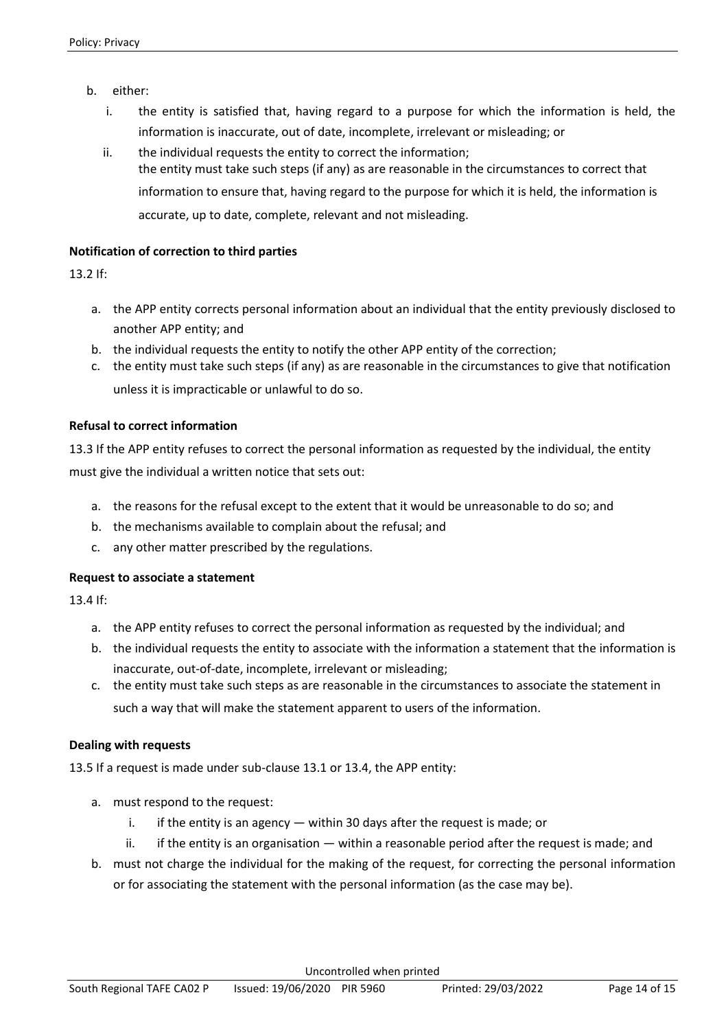b. either:
   i. the entity is satisfied that, having regard to a purpose for which the information is held, the information is inaccurate, out of date, incomplete, irrelevant or misleading; or
   ii. the individual requests the entity to correct the information;
   the entity must take such steps (if any) as are reasonable in the circumstances to correct that information to ensure that, having regard to the purpose for which it is held, the information is accurate, up to date, complete, relevant and not misleading.

**Notification of correction to third parties**

13.2 If:

a. the APP entity corrects personal information about an individual that the entity previously disclosed to another APP entity; and
b. the individual requests the entity to notify the other APP entity of the correction;
c. the entity must take such steps (if any) as are reasonable in the circumstances to give that notification unless it is impracticable or unlawful to do so.

**Refusal to correct information**

13.3 If the APP entity refuses to correct the personal information as requested by the individual, the entity must give the individual a written notice that sets out:

a. the reasons for the refusal except to the extent that it would be unreasonable to do so; and
b. the mechanisms available to complain about the refusal; and
c. any other matter prescribed by the regulations.

**Request to associate a statement**

13.4 If:

a. the APP entity refuses to correct the personal information as requested by the individual; and
b. the individual requests the entity to associate with the information a statement that the information is inaccurate, out-of-date, incomplete, irrelevant or misleading;
c. the entity must take such steps as are reasonable in the circumstances to associate the statement in such a way that will make the statement apparent to users of the information.

**Dealing with requests**

13.5 If a request is made under sub-clause 13.1 or 13.4, the APP entity:

a. must respond to the request:
   i. if the entity is an agency — within 30 days after the request is made; or
   ii. if the entity is an organisation — within a reasonable period after the request is made; and
b. must not charge the individual for the making of the request, for correcting the personal information or for associating the statement with the personal information (as the case may be).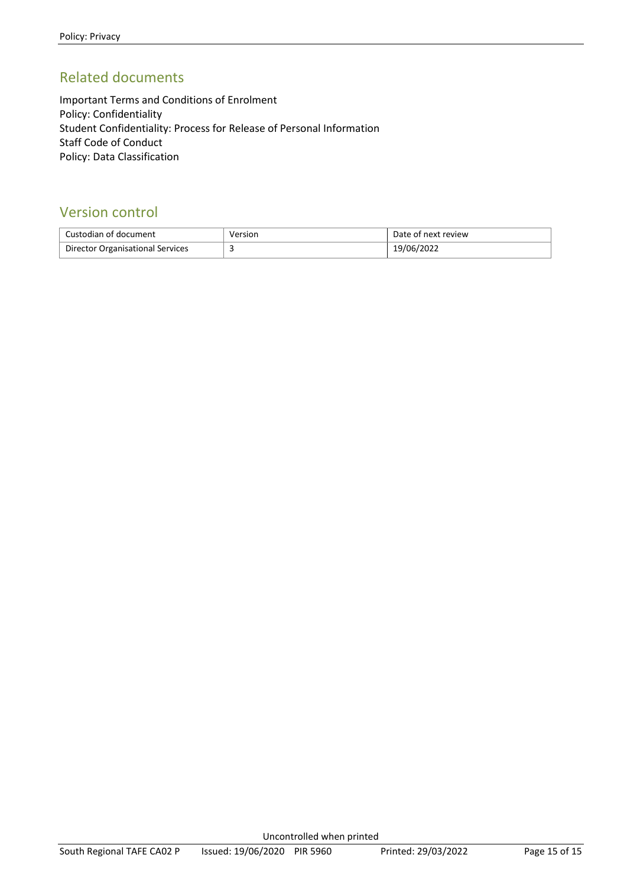## Related documents

Important Terms and Conditions of Enrolment
Policy: Confidentiality
Student Confidentiality: Process for Release of Personal Information
Staff Code of Conduct
Policy: Data Classification

## Version control

| Custodian of document | Version | Date of next review |
|---|---|---|
| Director Organisational Services | 3 | 19/06/2022 |